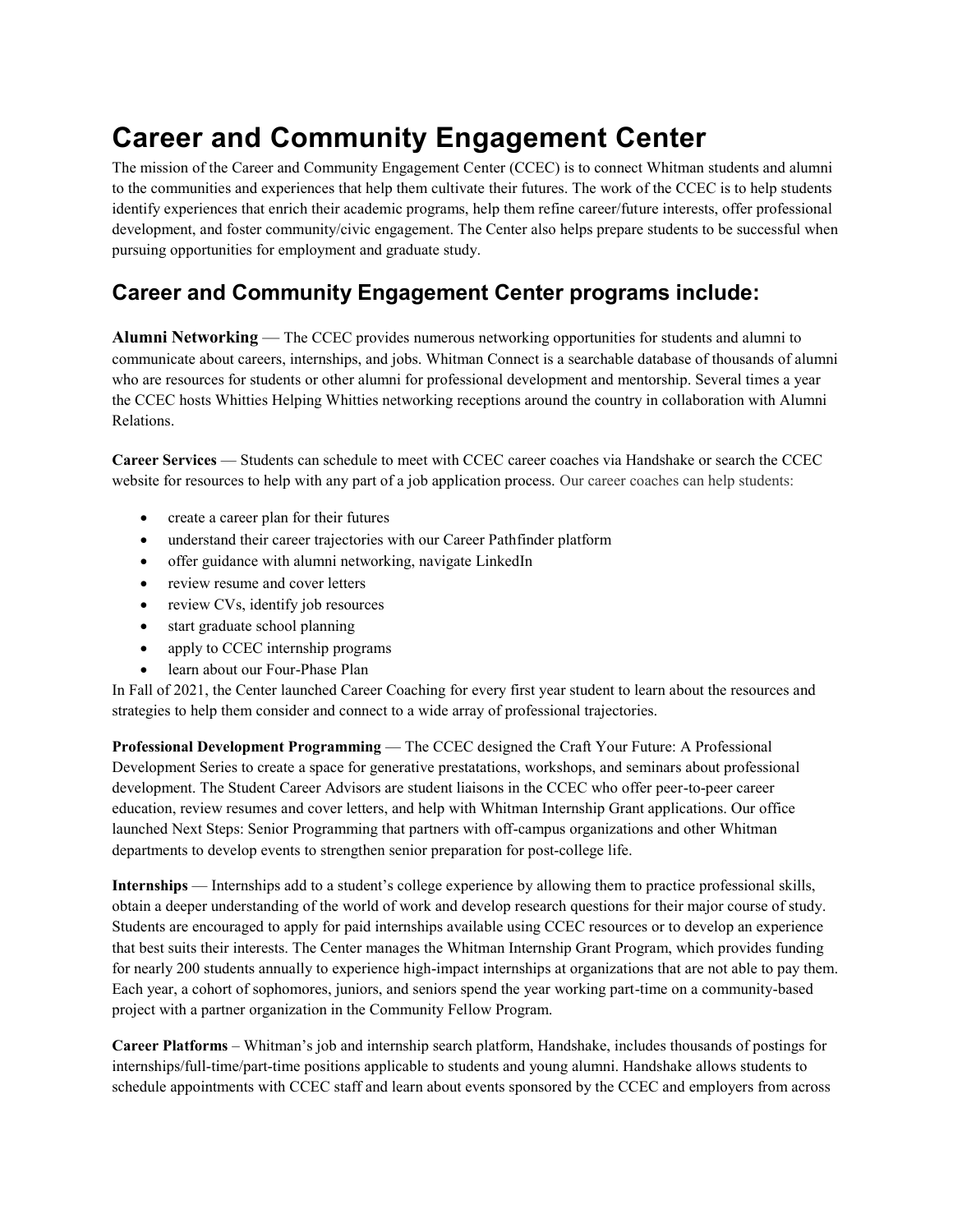# Career and Community Engagement Center

The mission of the Career and Community Engagement Center (CCEC) is to connect Whitman students and alumni to the communities and experiences that help them cultivate their futures. The work of the CCEC is to help students identify experiences that enrich their academic programs, help them refine career/future interests, offer professional development, and foster community/civic engagement. The Center also helps prepare students to be successful when pursuing opportunities for employment and graduate study.

## Career and Community Engagement Center programs include:

**Alumni Networking** — The CCEC provides numerous networking opportunities for students and alumni to communicate about careers, internships, and jobs. Whitman Connect is a searchable database of thousands of alumni who are resources for students or other alumni for professional development and mentorship. Several times a year the CCEC hosts Whitties Helping Whitties networking receptions around the country in collaboration with Alumni Relations.

**Career Services** — Students can schedule to meet with CCEC career coaches via Handshake or search the CCEC website for resources to help with any part of a job application process. Our career coaches can help students:

- create a career plan for their futures
- understand their career trajectories with our Career Pathfinder platform
- offer guidance with alumni networking, navigate LinkedIn
- review resume and cover letters
- review CVs, identify job resources
- start graduate school planning
- apply to CCEC internship programs
- learn about our Four-Phase Plan

In Fall of 2021, the Center launched Career Coaching for every first year student to learn about the resources and strategies to help them consider and connect to a wide array of professional trajectories.

**Professional Development Programming** — The CCEC designed the Craft Your Future: A Professional Development Series to create a space for generative prestatations, workshops, and seminars about professional development. The Student Career Advisors are student liaisons in the CCEC who offer peer-to-peer career education, review resumes and cover letters, and help with Whitman Internship Grant applications. Our office launched Next Steps: Senior Programming that partners with off-campus organizations and other Whitman departments to develop events to strengthen senior preparation for post-college life.

**Internships** — Internships add to a student's college experience by allowing them to practice professional skills, obtain a deeper understanding of the world of work and develop research questions for their major course of study. Students are encouraged to apply for paid internships available using CCEC resources or to develop an experience that best suits their interests. The Center manages the Whitman Internship Grant Program, which provides funding for nearly 200 students annually to experience high-impact internships at organizations that are not able to pay them. Each year, a cohort of sophomores, juniors, and seniors spend the year working part-time on a community-based project with a partner organization in the Community Fellow Program.

**Career Platforms** – Whitman's job and internship search platform, Handshake, includes thousands of postings for internships/full-time/part-time positions applicable to students and young alumni. Handshake allows students to schedule appointments with CCEC staff and learn about events sponsored by the CCEC and employers from across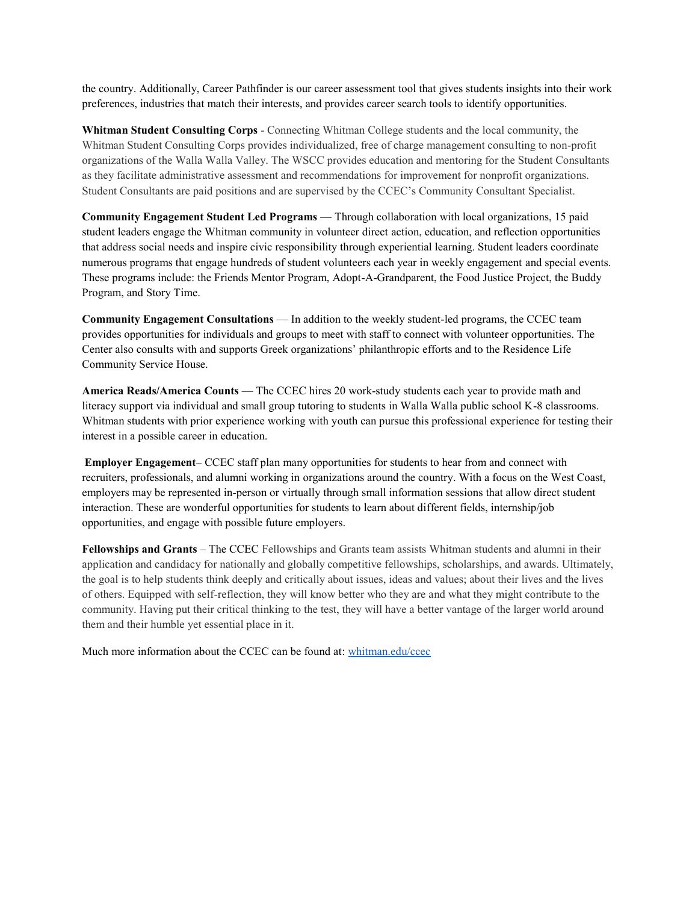the country. Additionally, Career Pathfinder is our career assessment tool that gives students insights into their work preferences, industries that match their interests, and provides career search tools to identify opportunities.

**Whitman Student Consulting Corps** - Connecting Whitman College students and the local community, the Whitman Student Consulting Corps provides individualized, free of charge management consulting to non-profit organizations of the Walla Walla Valley. The WSCC provides education and mentoring for the Student Consultants as they facilitate administrative assessment and recommendations for improvement for nonprofit organizations. Student Consultants are paid positions and are supervised by the CCEC's Community Consultant Specialist.

**Community Engagement Student Led Programs** — Through collaboration with local organizations, 15 paid student leaders engage the Whitman community in volunteer direct action, education, and reflection opportunities that address social needs and inspire civic responsibility through experiential learning. Student leaders coordinate numerous programs that engage hundreds of student volunteers each year in weekly engagement and special events. These programs include: the Friends Mentor Program, Adopt-A-Grandparent, the Food Justice Project, the Buddy Program, and Story Time.

**Community Engagement Consultations** — In addition to the weekly student-led programs, the CCEC team provides opportunities for individuals and groups to meet with staff to connect with volunteer opportunities. The Center also consults with and supports Greek organizations' philanthropic efforts and to the Residence Life Community Service House.

**America Reads/America Counts** — The CCEC hires 20 work-study students each year to provide math and literacy support via individual and small group tutoring to students in Walla Walla public school K-8 classrooms. Whitman students with prior experience working with youth can pursue this professional experience for testing their interest in a possible career in education.

**Employer Engagement**– CCEC staff plan many opportunities for students to hear from and connect with recruiters, professionals, and alumni working in organizations around the country. With a focus on the West Coast, employers may be represented in-person or virtually through small information sessions that allow direct student interaction. These are wonderful opportunities for students to learn about different fields, internship/job opportunities, and engage with possible future employers.

**Fellowships and Grants** – The CCEC Fellowships and Grants team assists Whitman students and alumni in their application and candidacy for nationally and globally competitive fellowships, scholarships, and awards. Ultimately, the goal is to help students think deeply and critically about issues, ideas and values; about their lives and the lives of others. Equipped with self-reflection, they will know better who they are and what they might contribute to the community. Having put their critical thinking to the test, they will have a better vantage of the larger world around them and their humble yet essential place in it.

Much more information about the CCEC can be found at: [whitman.edu/ccec](whitman.edu/ccec)